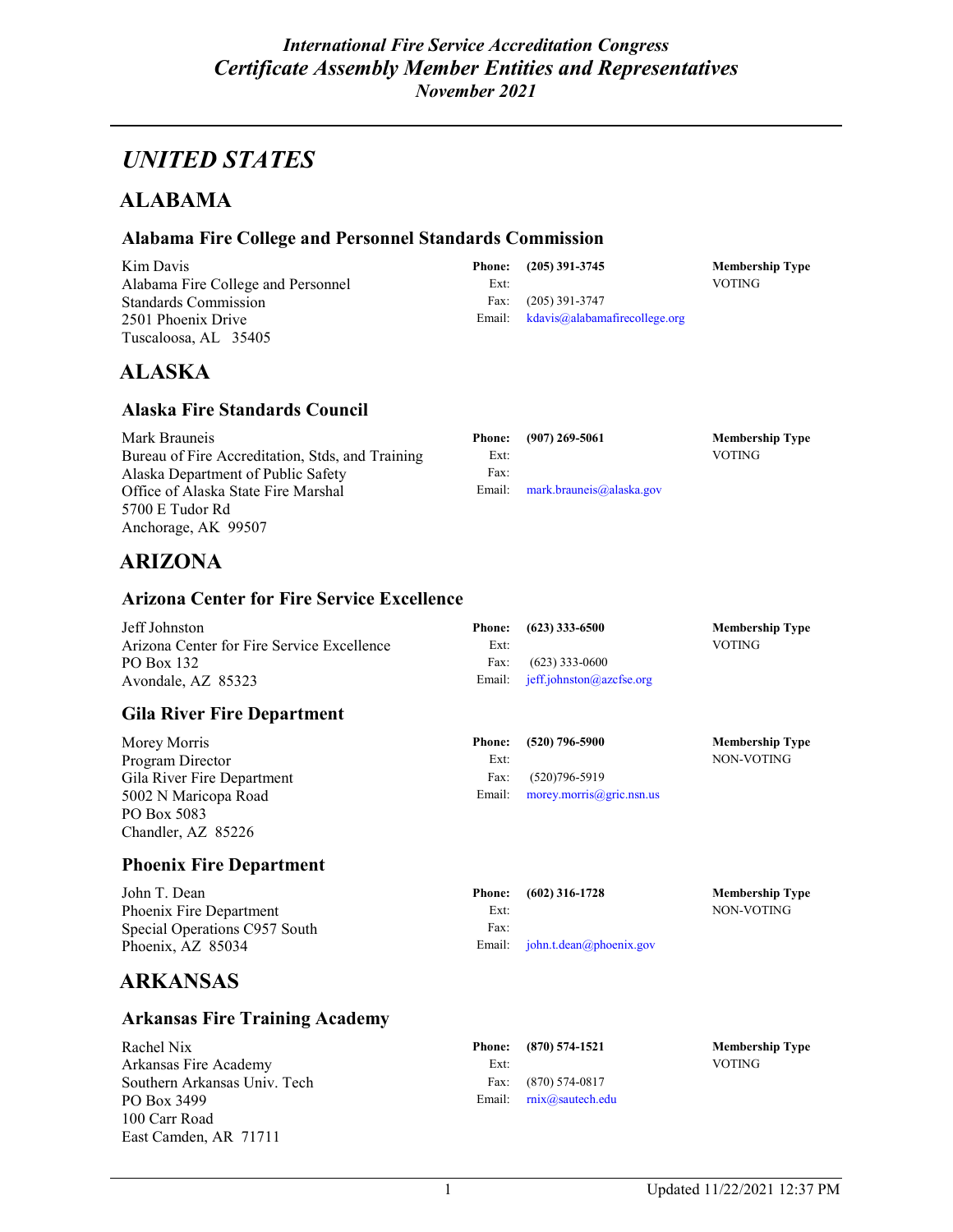*International Fire Service Accreditation Congress*
*Certificate Assembly Member Entities and Representatives*
*November 2021*

# UNITED STATES

## ALABAMA

### Alabama Fire College and Personnel Standards Commission

Kim Davis
Alabama Fire College and Personnel Standards Commission
2501 Phoenix Drive
Tuscaloosa, AL 35405

**Phone:** **(205) 391-3745**
Ext:
Fax: (205) 391-3747
Email: kdavis@alabamafirecollege.org

**Membership Type**
VOTING

## ALASKA

### Alaska Fire Standards Council

Mark Brauneis
Bureau of Fire Accreditation, Stds, and Training
Alaska Department of Public Safety
Office of Alaska State Fire Marshal
5700 E Tudor Rd
Anchorage, AK 99507

**Phone:** **(907) 269-5061**
Ext:
Fax:
Email: mark.brauneis@alaska.gov

**Membership Type**
VOTING

## ARIZONA

### Arizona Center for Fire Service Excellence

Jeff Johnston
Arizona Center for Fire Service Excellence
PO Box 132
Avondale, AZ 85323

**Phone:** **(623) 333-6500**
Ext:
Fax: (623) 333-0600
Email: jeff.johnston@azcfse.org

**Membership Type**
VOTING

### Gila River Fire Department

Morey Morris
Program Director
Gila River Fire Department
5002 N Maricopa Road
PO Box 5083
Chandler, AZ 85226

**Phone:** **(520) 796-5900**
Ext:
Fax: (520)796-5919
Email: morey.morris@gric.nsn.us

**Membership Type**
NON-VOTING

### Phoenix Fire Department

John T. Dean
Phoenix Fire Department
Special Operations C957 South
Phoenix, AZ 85034

**Phone:** **(602) 316-1728**
Ext:
Fax:
Email: john.t.dean@phoenix.gov

**Membership Type**
NON-VOTING

## ARKANSAS

### Arkansas Fire Training Academy

Rachel Nix
Arkansas Fire Academy
Southern Arkansas Univ. Tech
PO Box 3499
100 Carr Road
East Camden, AR 71711

**Phone:** **(870) 574-1521**
Ext:
Fax: (870) 574-0817
Email: rnix@sautech.edu

**Membership Type**
VOTING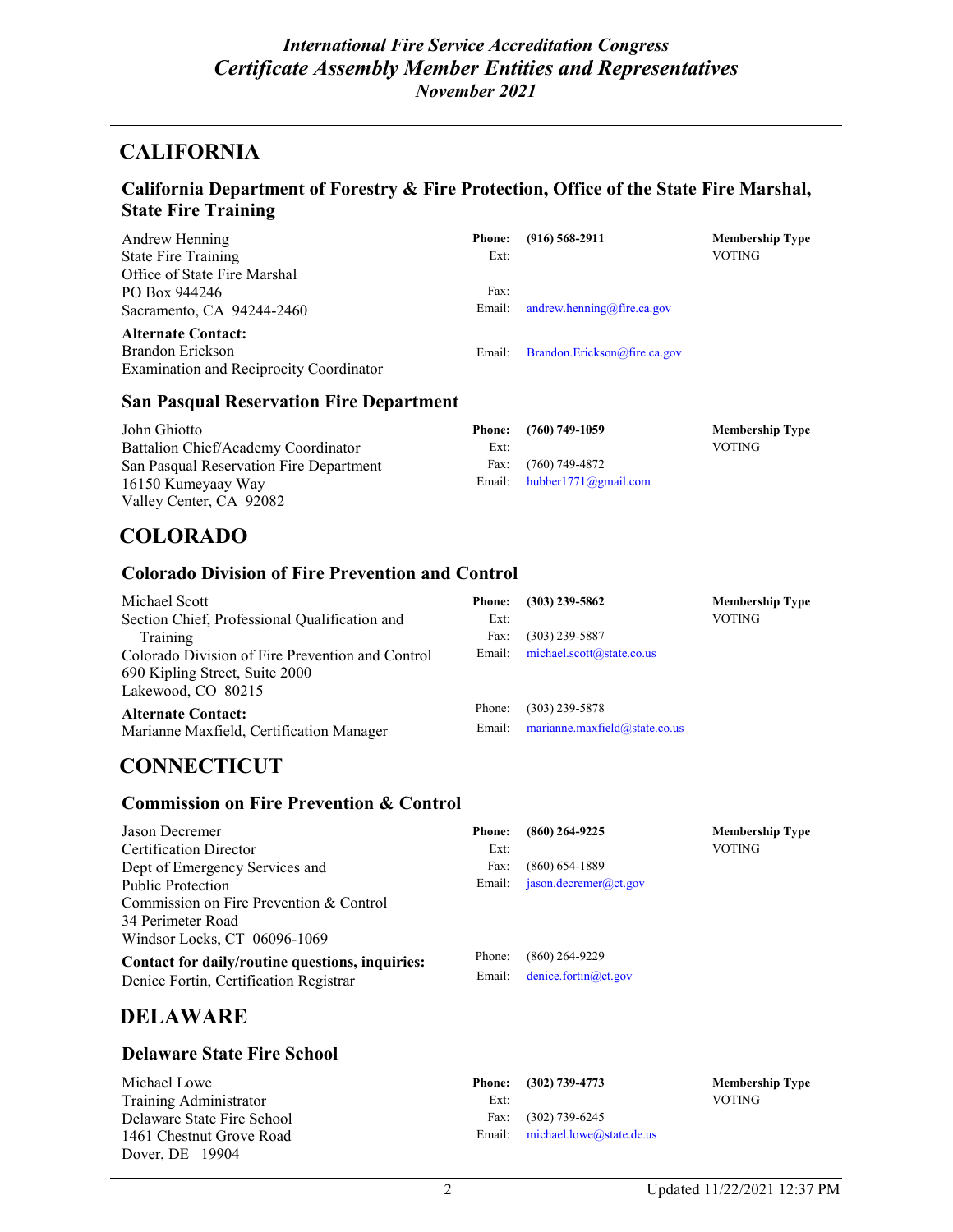# CALIFORNIA

## California Department of Forestry & Fire Protection, Office of the State Fire Marshal, State Fire Training

Andrew Henning
State Fire Training
Office of State Fire Marshal
PO Box 944246
Sacramento, CA 94244-2460

**Phone:** **(916) 568-2911**
Ext:
Fax:
Email: andrew.henning@fire.ca.gov

**Membership Type**
VOTING

**Alternate Contact:**
Brandon Erickson
Examination and Reciprocity Coordinator

Email: Brandon.Erickson@fire.ca.gov

## San Pasqual Reservation Fire Department

John Ghiotto
Battalion Chief/Academy Coordinator
San Pasqual Reservation Fire Department
16150 Kumeyaay Way
Valley Center, CA 92082

**Phone:** **(760) 749-1059**
Ext:
Fax: (760) 749-4872
Email: hubber1771@gmail.com

**Membership Type**
VOTING

# COLORADO

## Colorado Division of Fire Prevention and Control

Michael Scott
Section Chief, Professional Qualification and Training
Colorado Division of Fire Prevention and Control
690 Kipling Street, Suite 2000
Lakewood, CO 80215

**Phone:** **(303) 239-5862**
Ext:
Fax: (303) 239-5887
Email: michael.scott@state.co.us

**Membership Type**
VOTING

**Alternate Contact:**
Marianne Maxfield, Certification Manager

Phone: (303) 239-5878
Email: marianne.maxfield@state.co.us

# CONNECTICUT

## Commission on Fire Prevention & Control

Jason Decremer
Certification Director
Dept of Emergency Services and Public Protection
Commission on Fire Prevention & Control
34 Perimeter Road
Windsor Locks, CT 06096-1069

**Phone:** **(860) 264-9225**
Ext:
Fax: (860) 654-1889
Email: jason.decremer@ct.gov

**Membership Type**
VOTING

**Contact for daily/routine questions, inquiries:**
Denice Fortin, Certification Registrar

Phone: (860) 264-9229
Email: denice.fortin@ct.gov

# DELAWARE

## Delaware State Fire School

Michael Lowe
Training Administrator
Delaware State Fire School
1461 Chestnut Grove Road
Dover, DE 19904

**Phone:** **(302) 739-4773**
Ext:
Fax: (302) 739-6245
Email: michael.lowe@state.de.us

**Membership Type**
VOTING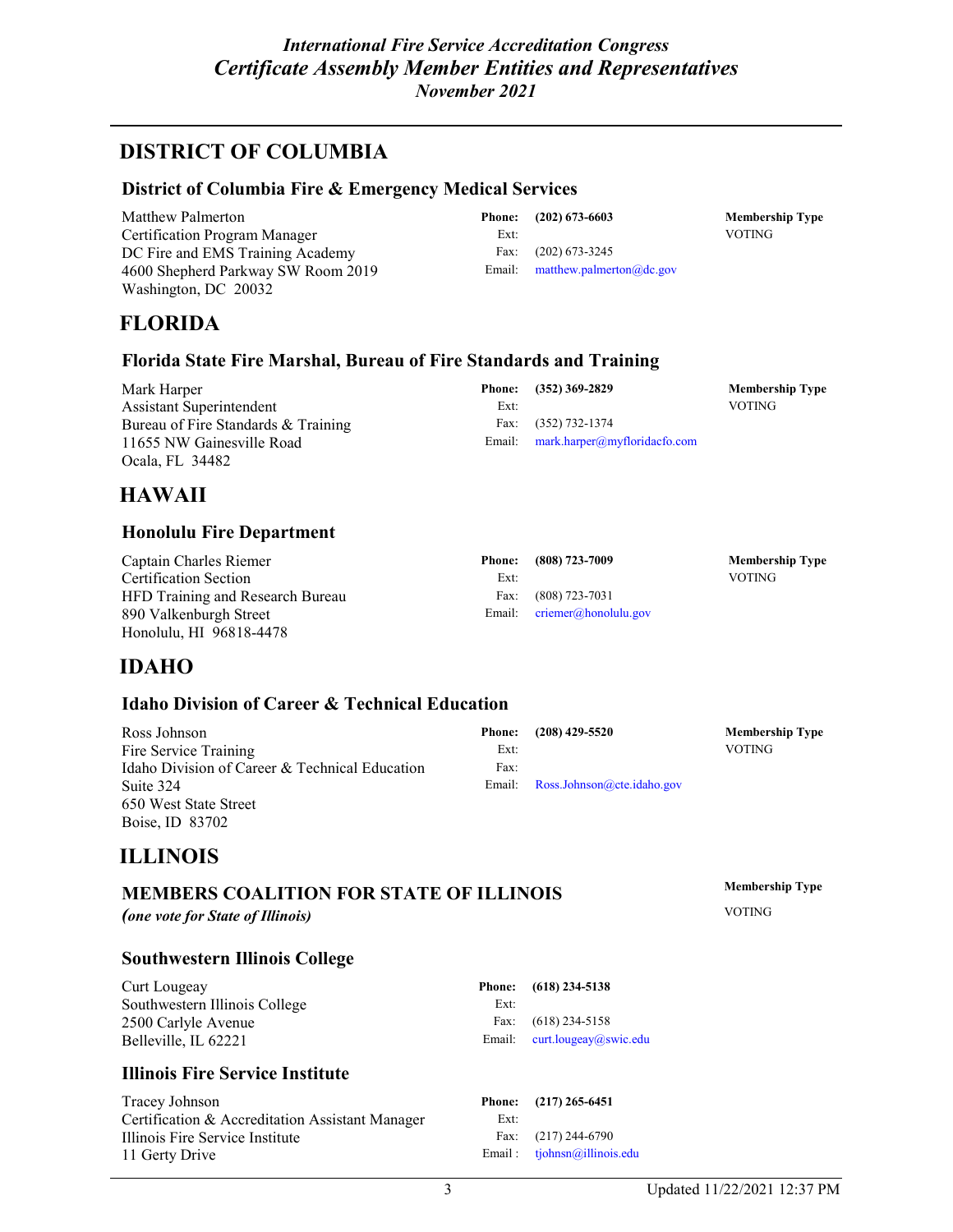## DISTRICT OF COLUMBIA

### District of Columbia Fire & Emergency Medical Services

Matthew Palmerton
Certification Program Manager
DC Fire and EMS Training Academy
4600 Shepherd Parkway SW Room 2019
Washington, DC 20032

**Phone:** **(202) 673-6603**
Ext:
Fax: (202) 673-3245
Email: matthew.palmerton@dc.gov

**Membership Type**
VOTING

## FLORIDA

### Florida State Fire Marshal, Bureau of Fire Standards and Training

Mark Harper
Assistant Superintendent
Bureau of Fire Standards & Training
11655 NW Gainesville Road
Ocala, FL 34482

**Phone:** **(352) 369-2829**
Ext:
Fax: (352) 732-1374
Email: mark.harper@myfloridacfo.com

**Membership Type**
VOTING

## HAWAII

### Honolulu Fire Department

Captain Charles Riemer
Certification Section
HFD Training and Research Bureau
890 Valkenburgh Street
Honolulu, HI 96818-4478

**Phone:** **(808) 723-7009**
Ext:
Fax: (808) 723-7031
Email: criemer@honolulu.gov

**Membership Type**
VOTING

## IDAHO

### Idaho Division of Career & Technical Education

Ross Johnson
Fire Service Training
Idaho Division of Career & Technical Education
Suite 324
650 West State Street
Boise, ID 83702

**Phone:** **(208) 429-5520**
Ext:
Fax:
Email: Ross.Johnson@cte.idaho.gov

**Membership Type**
VOTING

## ILLINOIS

### MEMBERS COALITION FOR STATE OF ILLINOIS

***(one vote for State of Illinois)***

**Membership Type**
VOTING

### Southwestern Illinois College

Curt Lougeay
Southwestern Illinois College
2500 Carlyle Avenue
Belleville, IL 62221

**Phone:** **(618) 234-5138**
Ext:
Fax: (618) 234-5158
Email: curt.lougeay@swic.edu

### Illinois Fire Service Institute

Tracey Johnson
Certification & Accreditation Assistant Manager
Illinois Fire Service Institute
11 Gerty Drive

**Phone:** **(217) 265-6451**
Ext:
Fax: (217) 244-6790
Email : tjohnsn@illinois.edu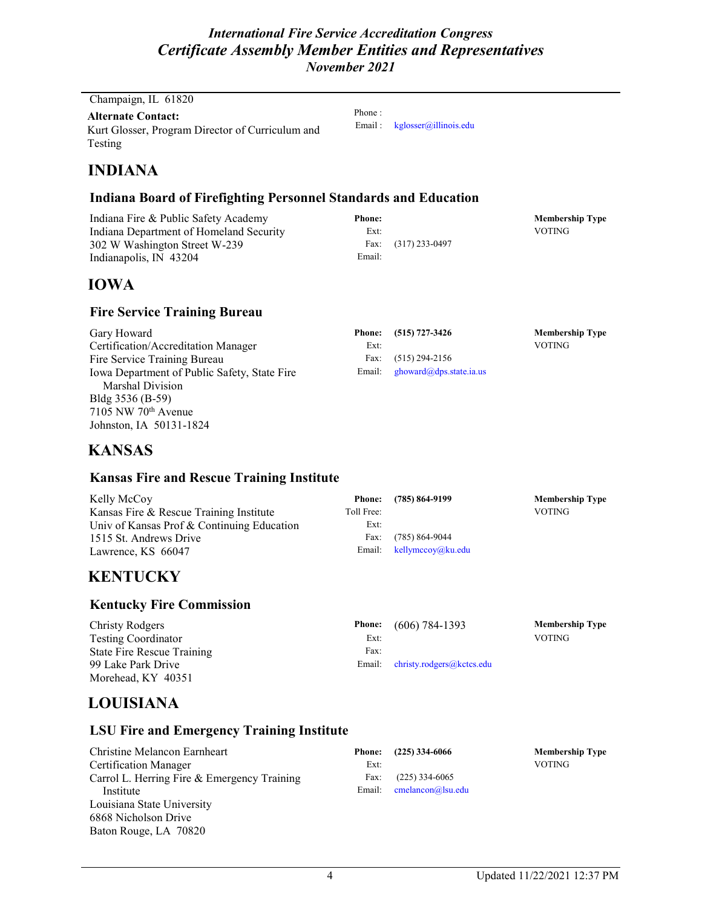Champaign, IL 61820

**Alternate Contact:**
Kurt Glosser, Program Director of Curriculum and Testing

Phone :
Email : kglosser@illinois.edu

# INDIANA

## Indiana Board of Firefighting Personnel Standards and Education

Indiana Fire & Public Safety Academy
Indiana Department of Homeland Security
302 W Washington Street W-239
Indianapolis, IN 43204

**Phone:**
Ext:
Fax: (317) 233-0497
Email:

**Membership Type**
VOTING

# IOWA

## Fire Service Training Bureau

Gary Howard
Certification/Accreditation Manager
Fire Service Training Bureau
Iowa Department of Public Safety, State Fire Marshal Division
Bldg 3536 (B-59)
7105 NW 70th Avenue
Johnston, IA 50131-1824

**Phone:** **(515) 727-3426**
Ext:
Fax: (515) 294-2156
Email: ghoward@dps.state.ia.us

**Membership Type**
VOTING

# KANSAS

## Kansas Fire and Rescue Training Institute

Kelly McCoy
Kansas Fire & Rescue Training Institute
Univ of Kansas Prof & Continuing Education
1515 St. Andrews Drive
Lawrence, KS 66047

**Phone:** **(785) 864-9199**
Toll Free:
Ext:
Fax: (785) 864-9044
Email: kellymccoy@ku.edu

**Membership Type**
VOTING

# KENTUCKY

## Kentucky Fire Commission

Christy Rodgers
Testing Coordinator
State Fire Rescue Training
99 Lake Park Drive
Morehead, KY 40351

**Phone:** (606) 784-1393
Ext:
Fax:
Email: christy.rodgers@kctcs.edu

**Membership Type**
VOTING

# LOUISIANA

## LSU Fire and Emergency Training Institute

Christine Melancon Earnheart
Certification Manager
Carrol L. Herring Fire & Emergency Training Institute
Louisiana State University
6868 Nicholson Drive
Baton Rouge, LA 70820

**Phone:** **(225) 334-6066**
Ext:
Fax: (225) 334-6065
Email: cmelancon@lsu.edu

**Membership Type**
VOTING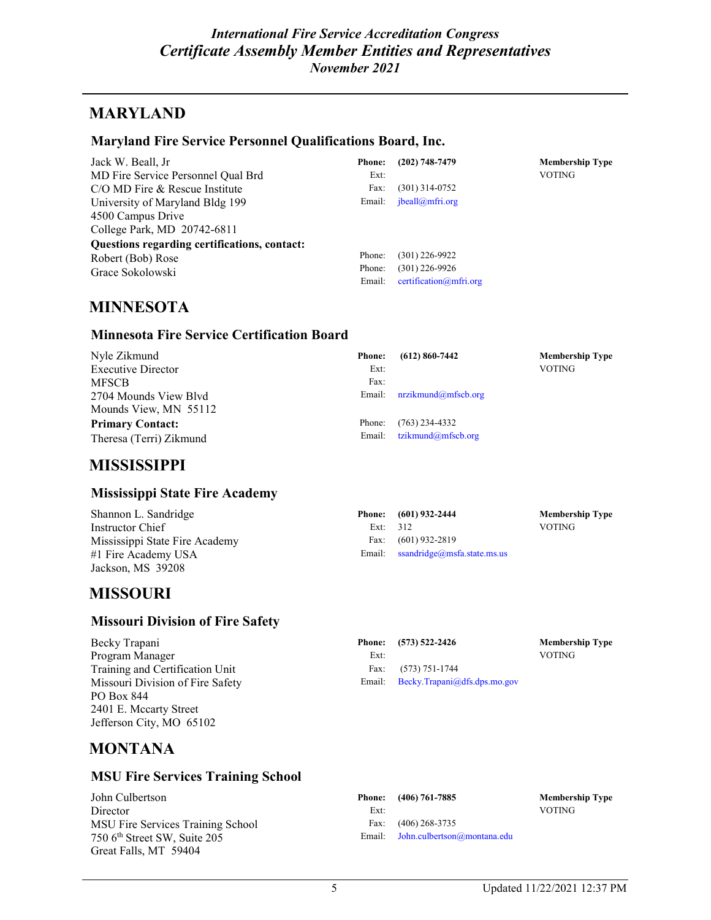## MARYLAND

### Maryland Fire Service Personnel Qualifications Board, Inc.

Jack W. Beall, Jr
MD Fire Service Personnel Qual Brd
C/O MD Fire & Rescue Institute
University of Maryland Bldg 199
4500 Campus Drive
College Park, MD 20742-6811

**Phone:** **(202) 748-7479**
Ext:
Fax: (301) 314-0752
Email: jbeall@mfri.org

**Membership Type**
VOTING

**Questions regarding certifications, contact:**
Robert (Bob) Rose — Phone: (301) 226-9922
Grace Sokolowski — Phone: (301) 226-9926
Email: certification@mfri.org

## MINNESOTA

### Minnesota Fire Service Certification Board

Nyle Zikmund
Executive Director
MFSCB
2704 Mounds View Blvd
Mounds View, MN 55112

**Phone:** **(612) 860-7442**
Ext:
Fax:
Email: nrzikmund@mfscb.org

**Membership Type**
VOTING

**Primary Contact:**
Theresa (Terri) Zikmund
Phone: (763) 234-4332
Email: tzikmund@mfscb.org

## MISSISSIPPI

### Mississippi State Fire Academy

Shannon L. Sandridge
Instructor Chief
Mississippi State Fire Academy
#1 Fire Academy USA
Jackson, MS 39208

**Phone:** **(601) 932-2444**
Ext: 312
Fax: (601) 932-2819
Email: ssandridge@msfa.state.ms.us

**Membership Type**
VOTING

## MISSOURI

### Missouri Division of Fire Safety

Becky Trapani
Program Manager
Training and Certification Unit
Missouri Division of Fire Safety
PO Box 844
2401 E. Mccarty Street
Jefferson City, MO 65102

**Phone:** **(573) 522-2426**
Ext:
Fax: (573) 751-1744
Email: Becky.Trapani@dfs.dps.mo.gov

**Membership Type**
VOTING

## MONTANA

### MSU Fire Services Training School

John Culbertson
Director
MSU Fire Services Training School
750 6th Street SW, Suite 205
Great Falls, MT 59404

**Phone:** **(406) 761-7885**
Ext:
Fax: (406) 268-3735
Email: John.culbertson@montana.edu

**Membership Type**
VOTING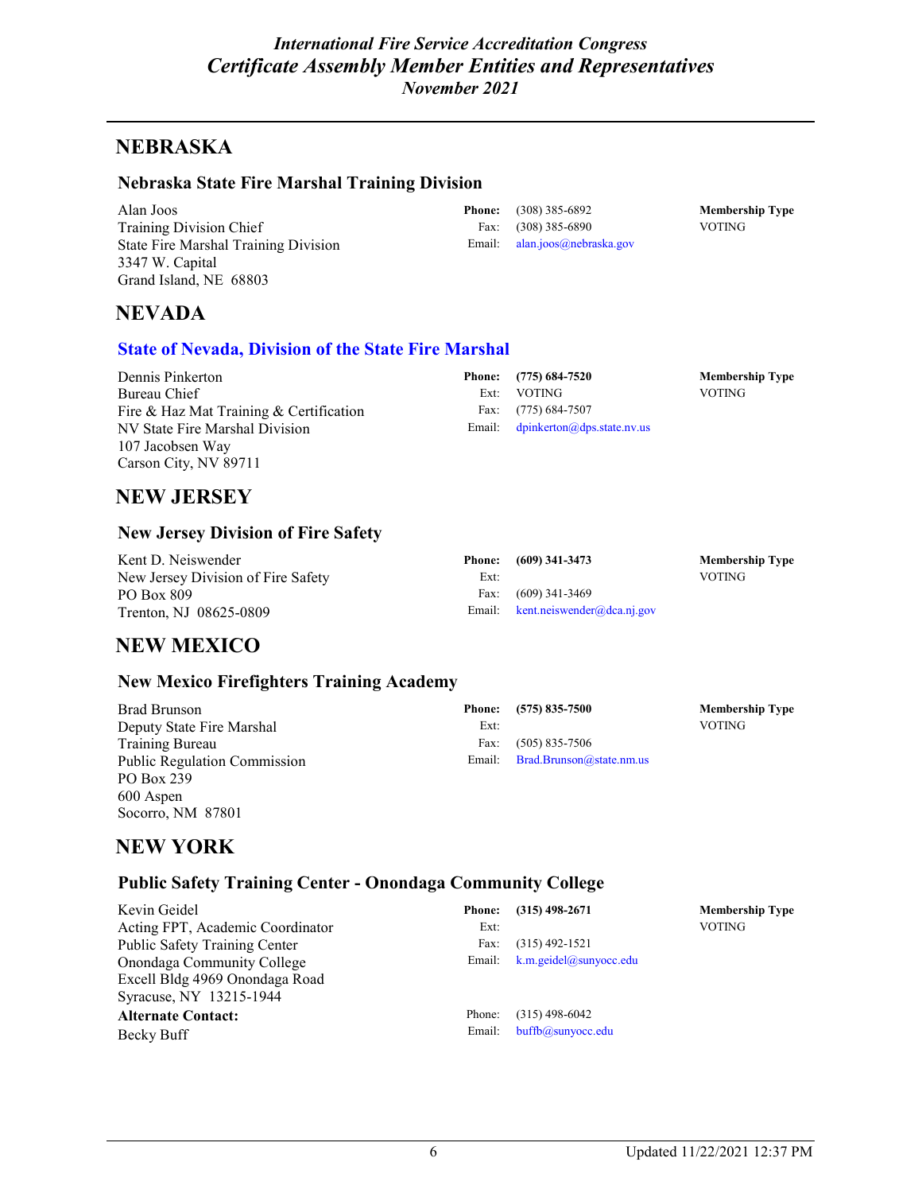# NEBRASKA

### Nebraska State Fire Marshal Training Division

Alan Joos
Training Division Chief
State Fire Marshal Training Division
3347 W. Capital
Grand Island, NE 68803

**Phone:** (308) 385-6892
Fax: (308) 385-6890
Email: alan.joos@nebraska.gov

**Membership Type**
VOTING

# NEVADA

### State of Nevada, Division of the State Fire Marshal

Dennis Pinkerton
Bureau Chief
Fire & Haz Mat Training & Certification
NV State Fire Marshal Division
107 Jacobsen Way
Carson City, NV 89711

**Phone:** **(775) 684-7520**
Ext: VOTING
Fax: (775) 684-7507
Email: dpinkerton@dps.state.nv.us

**Membership Type**
VOTING

# NEW JERSEY

### New Jersey Division of Fire Safety

Kent D. Neiswender
New Jersey Division of Fire Safety
PO Box 809
Trenton, NJ 08625-0809

**Phone:** **(609) 341-3473**
Ext:
Fax: (609) 341-3469
Email: kent.neiswender@dca.nj.gov

**Membership Type**
VOTING

# NEW MEXICO

### New Mexico Firefighters Training Academy

Brad Brunson
Deputy State Fire Marshal
Training Bureau
Public Regulation Commission
PO Box 239
600 Aspen
Socorro, NM 87801

**Phone:** **(575) 835-7500**
Ext:
Fax: (505) 835-7506
Email: Brad.Brunson@state.nm.us

**Membership Type**
VOTING

# NEW YORK

### Public Safety Training Center - Onondaga Community College

Kevin Geidel
Acting FPT, Academic Coordinator
Public Safety Training Center
Onondaga Community College
Excell Bldg 4969 Onondaga Road
Syracuse, NY 13215-1944

**Phone:** **(315) 498-2671**
Ext:
Fax: (315) 492-1521
Email: k.m.geidel@sunyocc.edu

**Membership Type**
VOTING

**Alternate Contact:**
Becky Buff

Phone: (315) 498-6042
Email: buffb@sunyocc.edu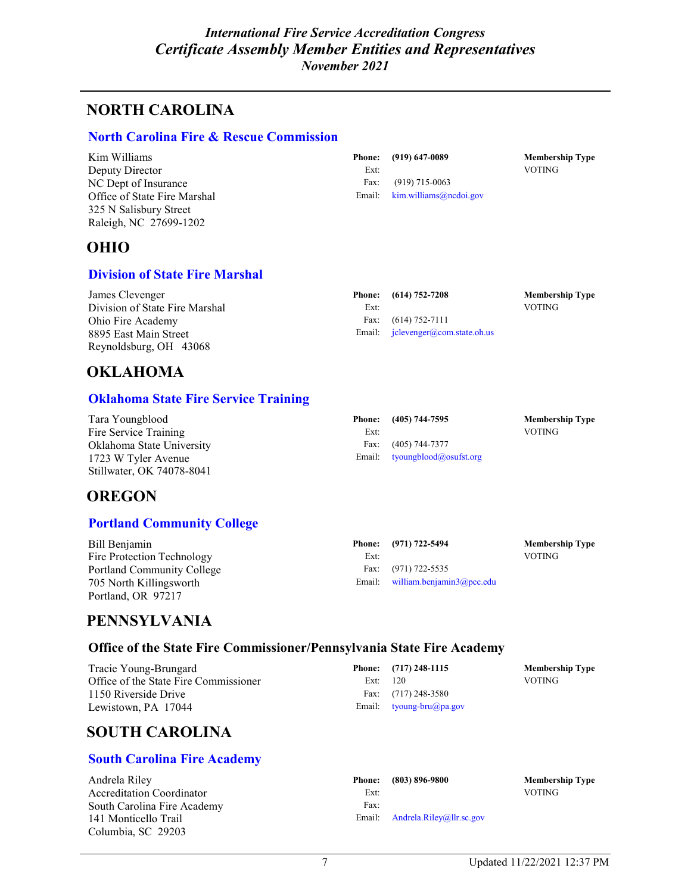# NORTH CAROLINA

## North Carolina Fire & Rescue Commission

Kim Williams
Deputy Director
NC Dept of Insurance
Office of State Fire Marshal
325 N Salisbury Street
Raleigh, NC 27699-1202

**Phone:** **(919) 647-0089**
Ext:
Fax: (919) 715-0063
Email: kim.williams@ncdoi.gov

**Membership Type**
VOTING

# OHIO

## Division of State Fire Marshal

James Clevenger
Division of State Fire Marshal
Ohio Fire Academy
8895 East Main Street
Reynoldsburg, OH 43068

**Phone:** **(614) 752-7208**
Ext:
Fax: (614) 752-7111
Email: jclevenger@com.state.oh.us

**Membership Type**
VOTING

# OKLAHOMA

## Oklahoma State Fire Service Training

Tara Youngblood
Fire Service Training
Oklahoma State University
1723 W Tyler Avenue
Stillwater, OK 74078-8041

**Phone:** **(405) 744-7595**
Ext:
Fax: (405) 744-7377
Email: tyoungblood@osufst.org

**Membership Type**
VOTING

# OREGON

## Portland Community College

Bill Benjamin
Fire Protection Technology
Portland Community College
705 North Killingsworth
Portland, OR 97217

**Phone:** **(971) 722-5494**
Ext:
Fax: (971) 722-5535
Email: william.benjamin3@pcc.edu

**Membership Type**
VOTING

# PENNSYLVANIA

## Office of the State Fire Commissioner/Pennsylvania State Fire Academy

Tracie Young-Brungard
Office of the State Fire Commissioner
1150 Riverside Drive
Lewistown, PA 17044

**Phone:** **(717) 248-1115**
Ext: 120
Fax: (717) 248-3580
Email: tyoung-bru@pa.gov

**Membership Type**
VOTING

# SOUTH CAROLINA

## South Carolina Fire Academy

Andrela Riley
Accreditation Coordinator
South Carolina Fire Academy
141 Monticello Trail
Columbia, SC 29203

**Phone:** **(803) 896-9800**
Ext:
Fax:
Email: Andrela.Riley@llr.sc.gov

**Membership Type**
VOTING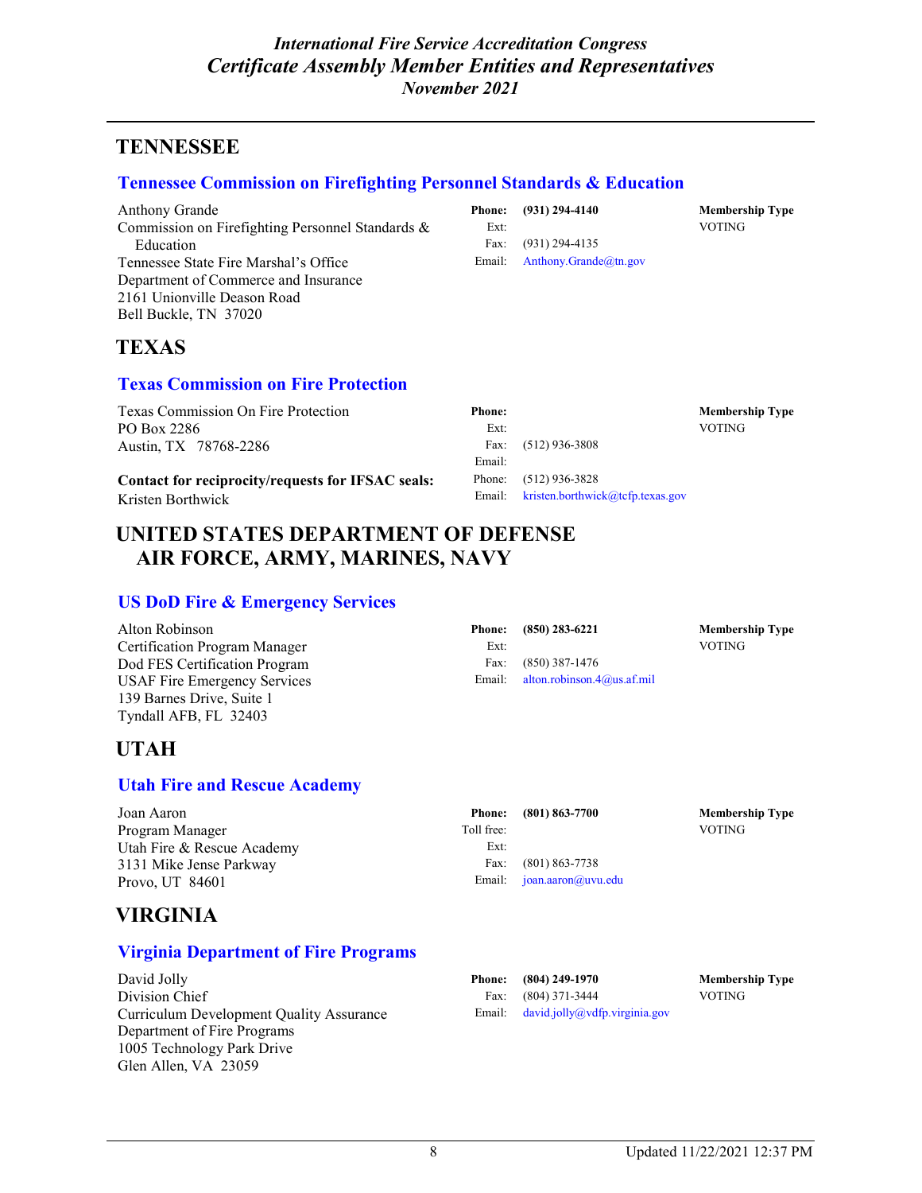## TENNESSEE

### Tennessee Commission on Firefighting Personnel Standards & Education

Anthony Grande
Commission on Firefighting Personnel Standards & Education
Tennessee State Fire Marshal's Office
Department of Commerce and Insurance
2161 Unionville Deason Road
Bell Buckle, TN 37020

**Phone:** **(931) 294-4140**
Ext:
Fax: (931) 294-4135
Email: Anthony.Grande@tn.gov

**Membership Type**
VOTING

## TEXAS

### Texas Commission on Fire Protection

Texas Commission On Fire Protection
PO Box 2286
Austin, TX 78768-2286

**Phone:**
Ext:
Fax: (512) 936-3808
Email:

**Membership Type**
VOTING

**Contact for reciprocity/requests for IFSAC seals:**
Kristen Borthwick

Phone: (512) 936-3828
Email: kristen.borthwick@tcfp.texas.gov

## UNITED STATES DEPARTMENT OF DEFENSE AIR FORCE, ARMY, MARINES, NAVY

### US DoD Fire & Emergency Services

Alton Robinson
Certification Program Manager
Dod FES Certification Program
USAF Fire Emergency Services
139 Barnes Drive, Suite 1
Tyndall AFB, FL 32403

**Phone:** **(850) 283-6221**
Ext:
Fax: (850) 387-1476
Email: alton.robinson.4@us.af.mil

**Membership Type**
VOTING

## UTAH

### Utah Fire and Rescue Academy

Joan Aaron
Program Manager
Utah Fire & Rescue Academy
3131 Mike Jense Parkway
Provo, UT 84601

**Phone:** **(801) 863-7700**
Toll free:
Ext:
Fax: (801) 863-7738
Email: joan.aaron@uvu.edu

**Membership Type**
VOTING

## VIRGINIA

### Virginia Department of Fire Programs

David Jolly
Division Chief
Curriculum Development Quality Assurance
Department of Fire Programs
1005 Technology Park Drive
Glen Allen, VA 23059

**Phone:** **(804) 249-1970**
Fax: (804) 371-3444
Email: david.jolly@vdfp.virginia.gov

**Membership Type**
VOTING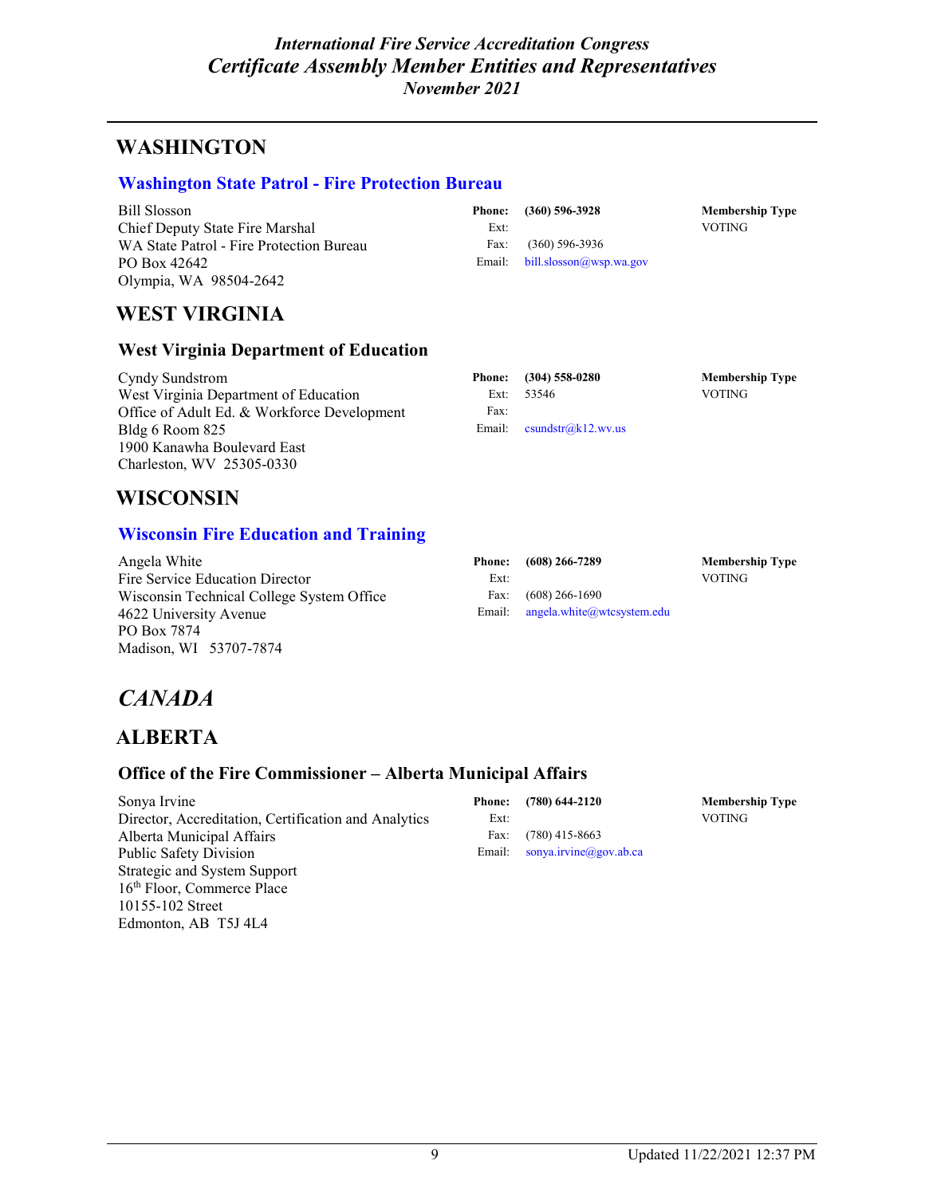## WASHINGTON

### Washington State Patrol - Fire Protection Bureau

Bill Slosson
Chief Deputy State Fire Marshal
WA State Patrol - Fire Protection Bureau
PO Box 42642
Olympia, WA 98504-2642

**Phone:** **(360) 596-3928**
Ext:
Fax: (360) 596-3936
Email: bill.slosson@wsp.wa.gov

**Membership Type**
VOTING

## WEST VIRGINIA

### West Virginia Department of Education

Cyndy Sundstrom
West Virginia Department of Education
Office of Adult Ed. & Workforce Development
Bldg 6 Room 825
1900 Kanawha Boulevard East
Charleston, WV 25305-0330

**Phone:** **(304) 558-0280**
Ext: 53546
Fax:
Email: csundstr@k12.wv.us

**Membership Type**
VOTING

## WISCONSIN

### Wisconsin Fire Education and Training

Angela White
Fire Service Education Director
Wisconsin Technical College System Office
4622 University Avenue
PO Box 7874
Madison, WI 53707-7874

**Phone:** **(608) 266-7289**
Ext:
Fax: (608) 266-1690
Email: angela.white@wtcsystem.edu

**Membership Type**
VOTING

# *CANADA*

## ALBERTA

### Office of the Fire Commissioner – Alberta Municipal Affairs

Sonya Irvine
Director, Accreditation, Certification and Analytics
Alberta Municipal Affairs
Public Safety Division
Strategic and System Support
16th Floor, Commerce Place
10155-102 Street
Edmonton, AB T5J 4L4

**Phone:** **(780) 644-2120**
Ext:
Fax: (780) 415-8663
Email: sonya.irvine@gov.ab.ca

**Membership Type**
VOTING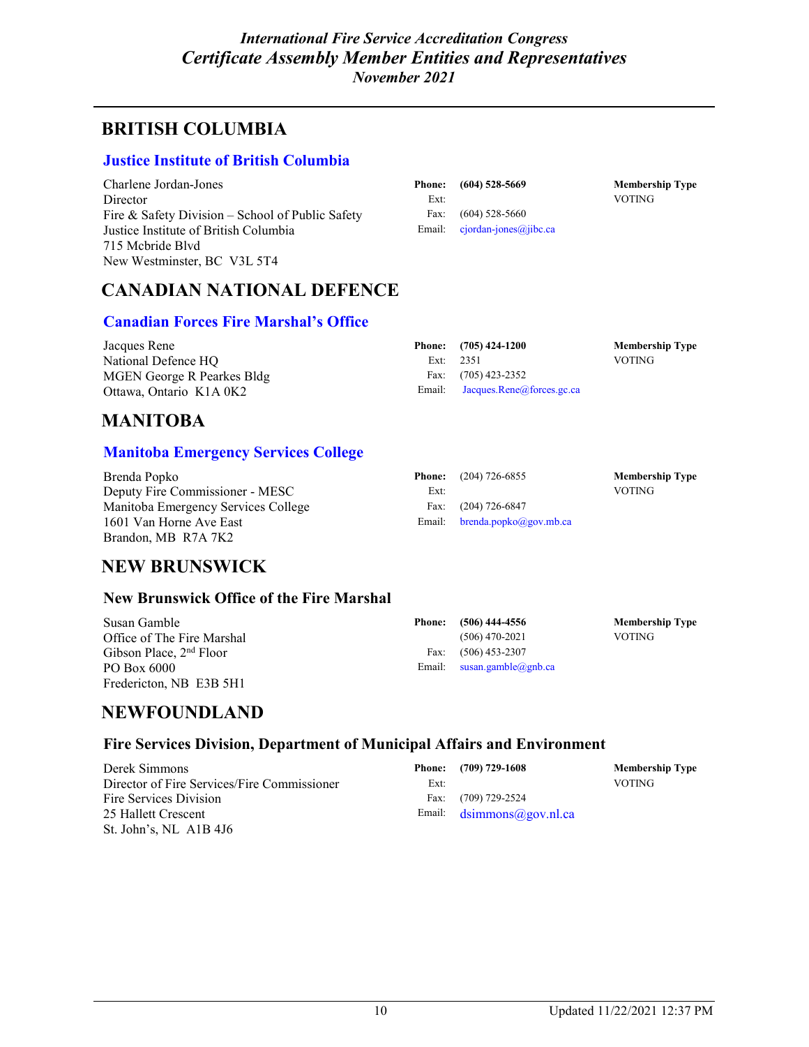# BRITISH COLUMBIA

## Justice Institute of British Columbia

Charlene Jordan-Jones
Director
Fire & Safety Division – School of Public Safety
Justice Institute of British Columbia
715 Mcbride Blvd
New Westminster, BC V3L 5T4

**Phone:** **(604) 528-5669**
Ext:
Fax: (604) 528-5660
Email: cjordan-jones@jibc.ca

**Membership Type**
VOTING

# CANADIAN NATIONAL DEFENCE

## Canadian Forces Fire Marshal's Office

Jacques Rene
National Defence HQ
MGEN George R Pearkes Bldg
Ottawa, Ontario K1A 0K2

**Phone:** **(705) 424-1200**
Ext: 2351
Fax: (705) 423-2352
Email: Jacques.Rene@forces.gc.ca

**Membership Type**
VOTING

# MANITOBA

## Manitoba Emergency Services College

Brenda Popko
Deputy Fire Commissioner - MESC
Manitoba Emergency Services College
1601 Van Horne Ave East
Brandon, MB R7A 7K2

**Phone:** (204) 726-6855
Ext:
Fax: (204) 726-6847
Email: brenda.popko@gov.mb.ca

**Membership Type**
VOTING

# NEW BRUNSWICK

## New Brunswick Office of the Fire Marshal

Susan Gamble
Office of The Fire Marshal
Gibson Place, 2nd Floor
PO Box 6000
Fredericton, NB E3B 5H1

**Phone:** **(506) 444-4556**
(506) 470-2021
Fax: (506) 453-2307
Email: susan.gamble@gnb.ca

**Membership Type**
VOTING

# NEWFOUNDLAND

## Fire Services Division, Department of Municipal Affairs and Environment

Derek Simmons
Director of Fire Services/Fire Commissioner
Fire Services Division
25 Hallett Crescent
St. John's, NL A1B 4J6

**Phone:** **(709) 729-1608**
Ext:
Fax: (709) 729-2524
Email: dsimmons@gov.nl.ca

**Membership Type**
VOTING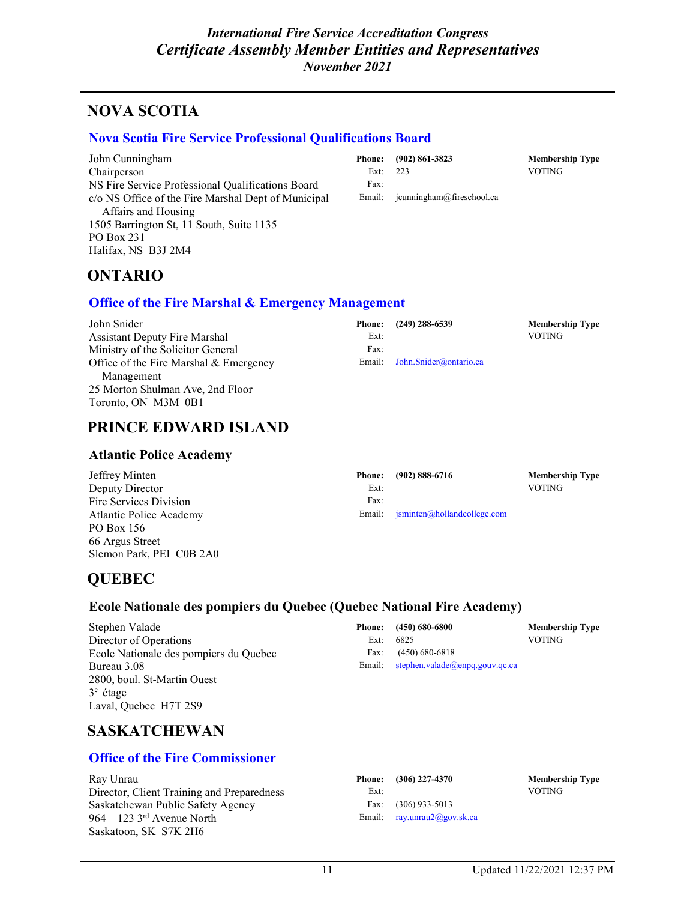# NOVA SCOTIA

## Nova Scotia Fire Service Professional Qualifications Board

John Cunningham
Chairperson
NS Fire Service Professional Qualifications Board
c/o NS Office of the Fire Marshal Dept of Municipal Affairs and Housing
1505 Barrington St, 11 South, Suite 1135
PO Box 231
Halifax, NS B3J 2M4

**Phone:** (902) 861-3823
Ext: 223
Fax:
Email: jcunningham@fireschool.ca

**Membership Type**
VOTING

# ONTARIO

## Office of the Fire Marshal & Emergency Management

John Snider
Assistant Deputy Fire Marshal
Ministry of the Solicitor General
Office of the Fire Marshal & Emergency Management
25 Morton Shulman Ave, 2nd Floor
Toronto, ON M3M 0B1

**Phone:** (249) 288-6539
Ext:
Fax:
Email: John.Snider@ontario.ca

**Membership Type**
VOTING

# PRINCE EDWARD ISLAND

## Atlantic Police Academy

Jeffrey Minten
Deputy Director
Fire Services Division
Atlantic Police Academy
PO Box 156
66 Argus Street
Slemon Park, PEI C0B 2A0

**Phone:** (902) 888-6716
Ext:
Fax:
Email: jsminten@hollandcollege.com

**Membership Type**
VOTING

# QUEBEC

## Ecole Nationale des pompiers du Quebec (Quebec National Fire Academy)

Stephen Valade
Director of Operations
Ecole Nationale des pompiers du Quebec
Bureau 3.08
2800, boul. St-Martin Ouest
3e étage
Laval, Quebec H7T 2S9

**Phone:** (450) 680-6800
Ext: 6825
Fax: (450) 680-6818
Email: stephen.valade@enpq.gouv.qc.ca

**Membership Type**
VOTING

# SASKATCHEWAN

## Office of the Fire Commissioner

Ray Unrau
Director, Client Training and Preparedness
Saskatchewan Public Safety Agency
964 – 123 3rd Avenue North
Saskatoon, SK S7K 2H6

**Phone:** (306) 227-4370
Ext:
Fax: (306) 933-5013
Email: ray.unrau2@gov.sk.ca

**Membership Type**
VOTING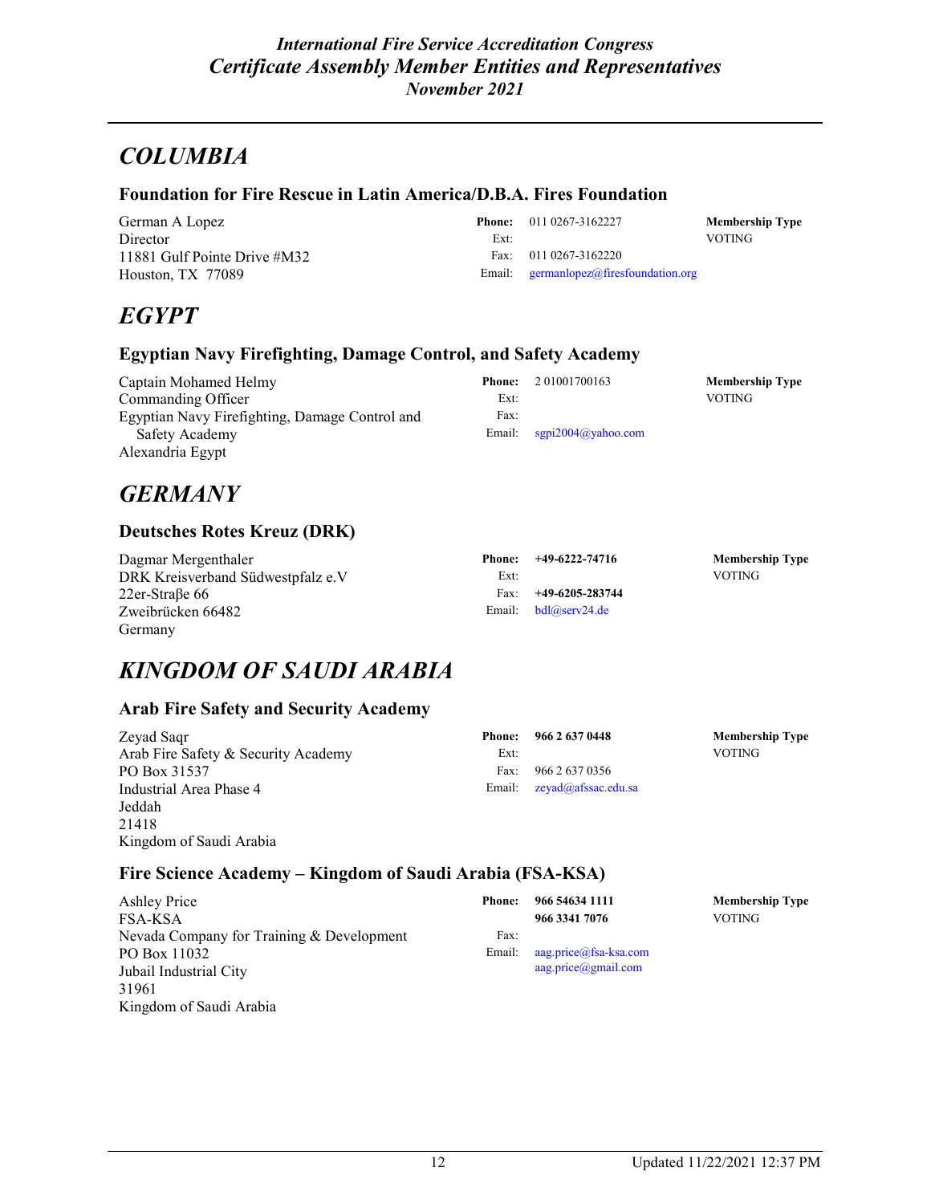## *COLUMBIA*

### Foundation for Fire Rescue in Latin America/D.B.A. Fires Foundation

German A Lopez
Director
11881 Gulf Pointe Drive #M32
Houston, TX 77089

**Phone:** 011 0267-3162227
Ext:
Fax: 011 0267-3162220
Email: germanlopez@firesfoundation.org

**Membership Type**
VOTING

## *EGYPT*

### Egyptian Navy Firefighting, Damage Control, and Safety Academy

Captain Mohamed Helmy
Commanding Officer
Egyptian Navy Firefighting, Damage Control and Safety Academy
Alexandria Egypt

**Phone:** 2 01001700163
Ext:
Fax:
Email: sgpi2004@yahoo.com

**Membership Type**
VOTING

## *GERMANY*

### Deutsches Rotes Kreuz (DRK)

Dagmar Mergenthaler
DRK Kreisverband Südwestpfalz e.V
22er-Straβe 66
Zweibrücken 66482
Germany

**Phone:** **+49-6222-74716**
Ext:
Fax: **+49-6205-283744**
Email: bdl@serv24.de

**Membership Type**
VOTING

## *KINGDOM OF SAUDI ARABIA*

### Arab Fire Safety and Security Academy

Zeyad Saqr
Arab Fire Safety & Security Academy
PO Box 31537
Industrial Area Phase 4
Jeddah
21418
Kingdom of Saudi Arabia

**Phone:** **966 2 637 0448**
Ext:
Fax: 966 2 637 0356
Email: zeyad@afssac.edu.sa

**Membership Type**
VOTING

### Fire Science Academy – Kingdom of Saudi Arabia (FSA-KSA)

Ashley Price
FSA-KSA
Nevada Company for Training & Development
PO Box 11032
Jubail Industrial City
31961
Kingdom of Saudi Arabia

**Phone:** **966 54634 1111**
**966 3341 7076**
Fax:
Email: aag.price@fsa-ksa.com
aag.price@gmail.com

**Membership Type**
VOTING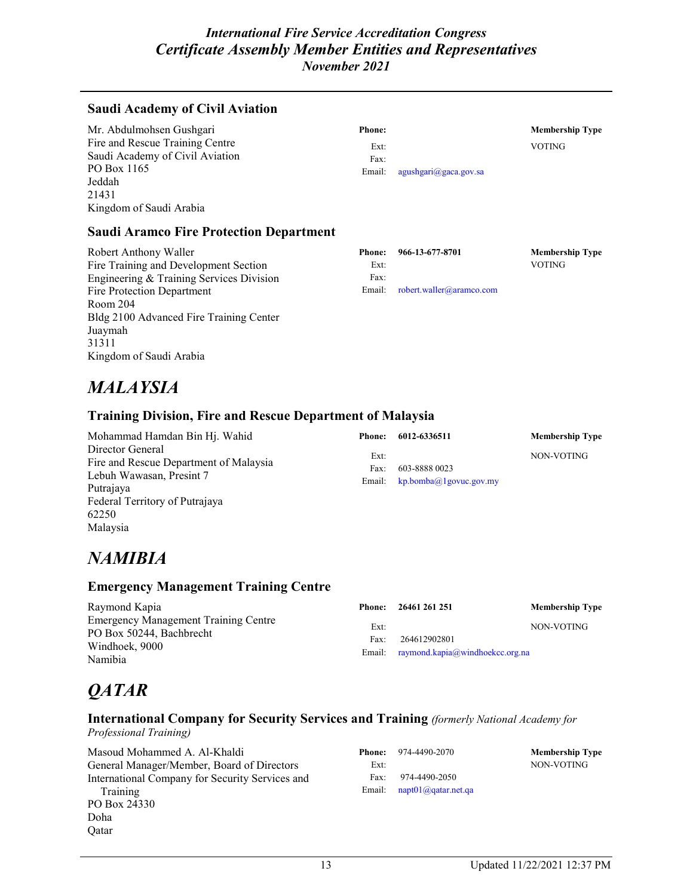### Saudi Academy of Civil Aviation

Mr. Abdulmohsen Gushgari
Fire and Rescue Training Centre
Saudi Academy of Civil Aviation
PO Box 1165
Jeddah
21431
Kingdom of Saudi Arabia

**Phone:**
Ext:
Fax:
Email: agushgari@gaca.gov.sa

**Membership Type**
VOTING

### Saudi Aramco Fire Protection Department

Robert Anthony Waller
Fire Training and Development Section
Engineering & Training Services Division
Fire Protection Department
Room 204
Bldg 2100 Advanced Fire Training Center
Juaymah
31311
Kingdom of Saudi Arabia

**Phone:** **966-13-677-8701**
Ext:
Fax:
Email: robert.waller@aramco.com

**Membership Type**
VOTING

# *MALAYSIA*

### Training Division, Fire and Rescue Department of Malaysia

Mohammad Hamdan Bin Hj. Wahid
Director General
Fire and Rescue Department of Malaysia
Lebuh Wawasan, Presint 7
Putrajaya
Federal Territory of Putrajaya
62250
Malaysia

**Phone:** **6012-6336511**
Ext:
Fax: 603-8888 0023
Email: kp.bomba@1govuc.gov.my

**Membership Type**
NON-VOTING

# *NAMIBIA*

### Emergency Management Training Centre

Raymond Kapia
Emergency Management Training Centre
PO Box 50244, Bachbrecht
Windhoek, 9000
Namibia

**Phone:** **26461 261 251**
Ext:
Fax: 264612902801
Email: raymond.kapia@windhoekcc.org.na

**Membership Type**
NON-VOTING

# *QATAR*

### International Company for Security Services and Training *(formerly National Academy for Professional Training)*

Masoud Mohammed A. Al-Khaldi
General Manager/Member, Board of Directors
International Company for Security Services and Training
PO Box 24330
Doha
Qatar

**Phone:** 974-4490-2070
Ext:
Fax: 974-4490-2050
Email: napt01@qatar.net.qa

**Membership Type**
NON-VOTING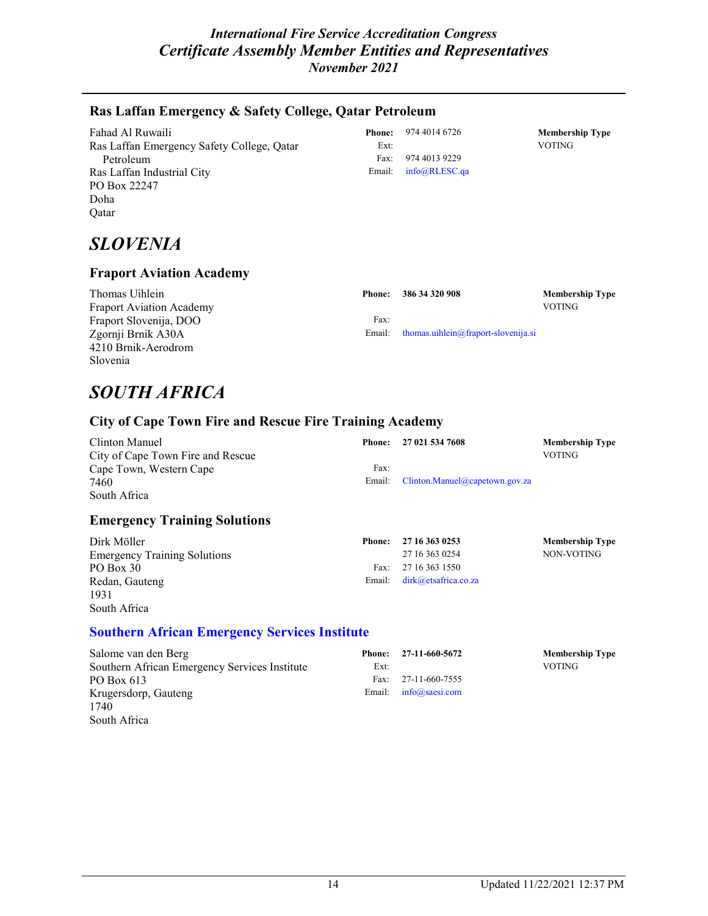### Ras Laffan Emergency & Safety College, Qatar Petroleum

Fahad Al Ruwaili
Ras Laffan Emergency Safety College, Qatar Petroleum
Ras Laffan Industrial City
PO Box 22247
Doha
Qatar

**Phone:** 974 4014 6726
Ext:
Fax: 974 4013 9229
Email: info@RLESC.qa

**Membership Type**
VOTING

## *SLOVENIA*

### Fraport Aviation Academy

Thomas Uihlein
Fraport Aviation Academy
Fraport Slovenija, DOO
Zgornji Brnik A30A
4210 Brnik-Aerodrom
Slovenia

**Phone:** **386 34 320 908**
Fax:
Email: thomas.uihlein@fraport-slovenija.si

**Membership Type**
VOTING

## *SOUTH AFRICA*

### City of Cape Town Fire and Rescue Fire Training Academy

Clinton Manuel
City of Cape Town Fire and Rescue
Cape Town, Western Cape
7460
South Africa

**Phone:** **27 021 534 7608**
Fax:
Email: Clinton.Manuel@capetown.gov.za

**Membership Type**
VOTING

### Emergency Training Solutions

Dirk Möller
Emergency Training Solutions
PO Box 30
Redan, Gauteng
1931
South Africa

**Phone:** **27 16 363 0253**
27 16 363 0254
Fax: 27 16 363 1550
Email: dirk@etsafrica.co.za

**Membership Type**
NON-VOTING

### Southern African Emergency Services Institute

Salome van den Berg
Southern African Emergency Services Institute
PO Box 613
Krugersdorp, Gauteng
1740
South Africa

**Phone:** **27-11-660-5672**
Ext:
Fax: 27-11-660-7555
Email: info@saesi.com

**Membership Type**
VOTING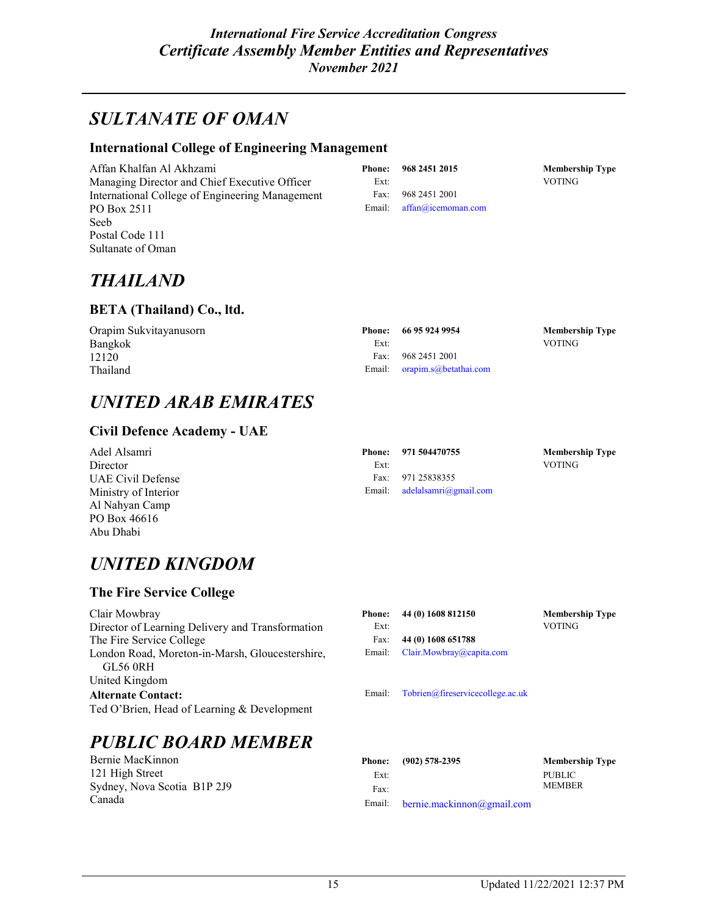# SULTANATE OF OMAN

### International College of Engineering Management

Affan Khalfan Al Akhzami
Managing Director and Chief Executive Officer
International College of Engineering Management
PO Box 2511
Seeb
Postal Code 111
Sultanate of Oman

**Phone:** **968 2451 2015**
Ext:
Fax: 968 2451 2001
Email: affan@icemoman.com

**Membership Type**
VOTING

# THAILAND

### BETA (Thailand) Co., ltd.

Orapim Sukvitayanusorn
Bangkok
12120
Thailand

**Phone:** **66 95 924 9954**
Ext:
Fax: 968 2451 2001
Email: orapim.s@betathai.com

**Membership Type**
VOTING

# UNITED ARAB EMIRATES

### Civil Defence Academy - UAE

Adel Alsamri
Director
UAE Civil Defense
Ministry of Interior
Al Nahyan Camp
PO Box 46616
Abu Dhabi

**Phone:** **971 504470755**
Ext:
Fax: 971 25838355
Email: adelalsamri@gmail.com

**Membership Type**
VOTING

# UNITED KINGDOM

### The Fire Service College

Clair Mowbray
Director of Learning Delivery and Transformation
The Fire Service College
London Road, Moreton-in-Marsh, Gloucestershire, GL56 0RH
United Kingdom

**Phone:** **44 (0) 1608 812150**
Ext:
Fax: **44 (0) 1608 651788**
Email: Clair.Mowbray@capita.com

**Membership Type**
VOTING

**Alternate Contact:**
Ted O'Brien, Head of Learning & Development
Email: Tobrien@fireservicecollege.ac.uk

# PUBLIC BOARD MEMBER

Bernie MacKinnon
121 High Street
Sydney, Nova Scotia B1P 2J9
Canada

**Phone:** **(902) 578-2395**
Ext:
Fax:
Email: bernie.mackinnon@gmail.com

**Membership Type**
PUBLIC MEMBER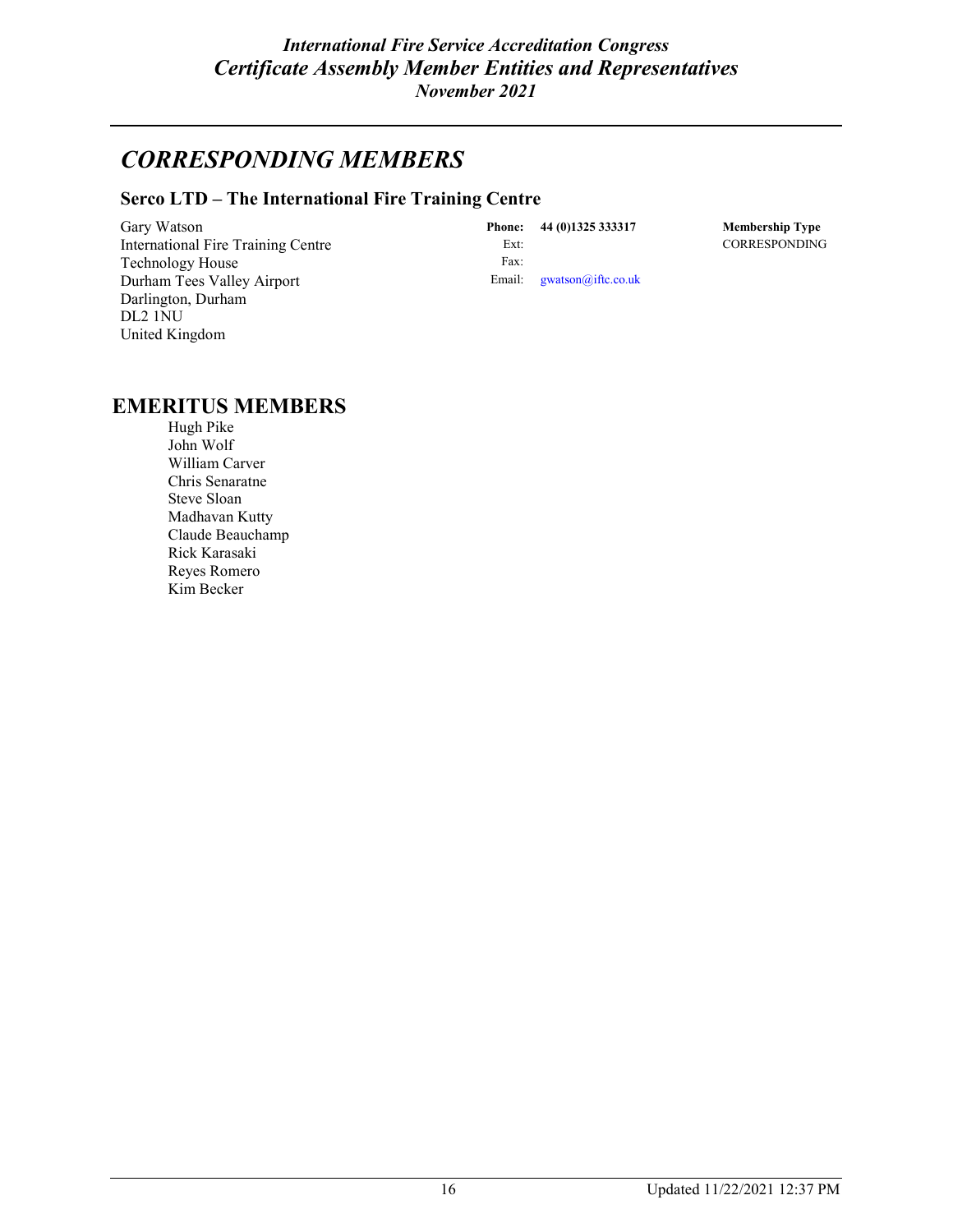## CORRESPONDING MEMBERS

### Serco LTD – The International Fire Training Centre

Gary Watson
International Fire Training Centre
Technology House
Durham Tees Valley Airport
Darlington, Durham
DL2 1NU
United Kingdom

**Phone:** **44 (0)1325 333317**
Ext:
Fax:
Email: gwatson@iftc.co.uk

**Membership Type**
CORRESPONDING

## EMERITUS MEMBERS

Hugh Pike
John Wolf
William Carver
Chris Senaratne
Steve Sloan
Madhavan Kutty
Claude Beauchamp
Rick Karasaki
Reyes Romero
Kim Becker